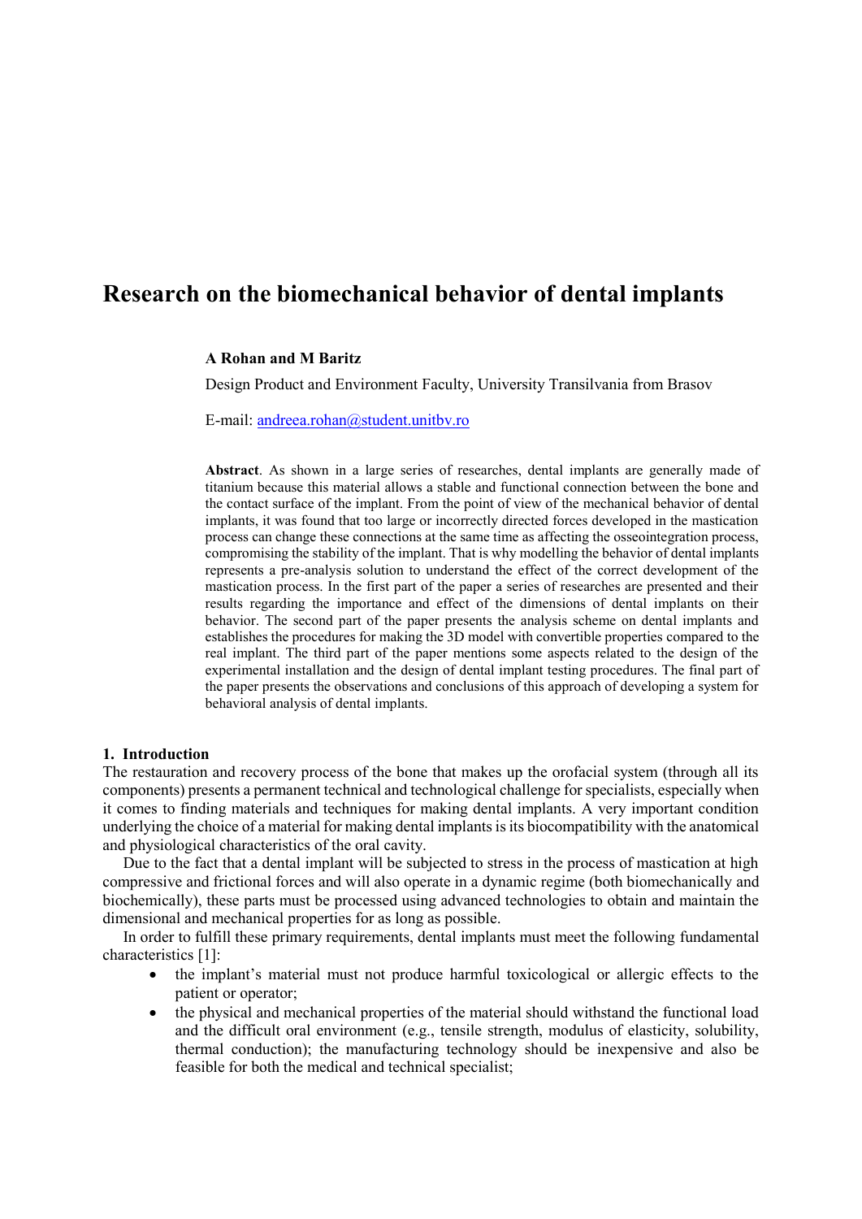# Research on the biomechanical behavior of dental implants

**A Rohan and M Baritz**

Design Product and Environment Faculty, University Transilvania from Brasov

E-mail: andreea.rohan@student.unitbv.ro

**Abstract**. As shown in a large series of researches, dental implants are generally made of titanium because this material allows a stable and functional connection between the bone and the contact surface of the implant. From the point of view of the mechanical behavior of dental implants, it was found that too large or incorrectly directed forces developed in the mastication process can change these connections at the same time as affecting the osseointegration process, compromising the stability of the implant. That is why modelling the behavior of dental implants represents a pre-analysis solution to understand the effect of the correct development of the mastication process. In the first part of the paper a series of researches are presented and their results regarding the importance and effect of the dimensions of dental implants on their behavior. The second part of the paper presents the analysis scheme on dental implants and establishes the procedures for making the 3D model with convertible properties compared to the real implant. The third part of the paper mentions some aspects related to the design of the experimental installation and the design of dental implant testing procedures. The final part of the paper presents the observations and conclusions of this approach of developing a system for behavioral analysis of dental implants.

## 1. Introduction

The restauration and recovery process of the bone that makes up the orofacial system (through all its components) presents a permanent technical and technological challenge for specialists, especially when it comes to finding materials and techniques for making dental implants. A very important condition underlying the choice of a material for making dental implants is its biocompatibility with the anatomical and physiological characteristics of the oral cavity.

Due to the fact that a dental implant will be subjected to stress in the process of mastication at high compressive and frictional forces and will also operate in a dynamic regime (both biomechanically and biochemically), these parts must be processed using advanced technologies to obtain and maintain the dimensional and mechanical properties for as long as possible.

In order to fulfill these primary requirements, dental implants must meet the following fundamental characteristics [1]:

- the implant's material must not produce harmful toxicological or allergic effects to the patient or operator;
- the physical and mechanical properties of the material should withstand the functional load and the difficult oral environment (e.g., tensile strength, modulus of elasticity, solubility, thermal conduction); the manufacturing technology should be inexpensive and also be feasible for both the medical and technical specialist;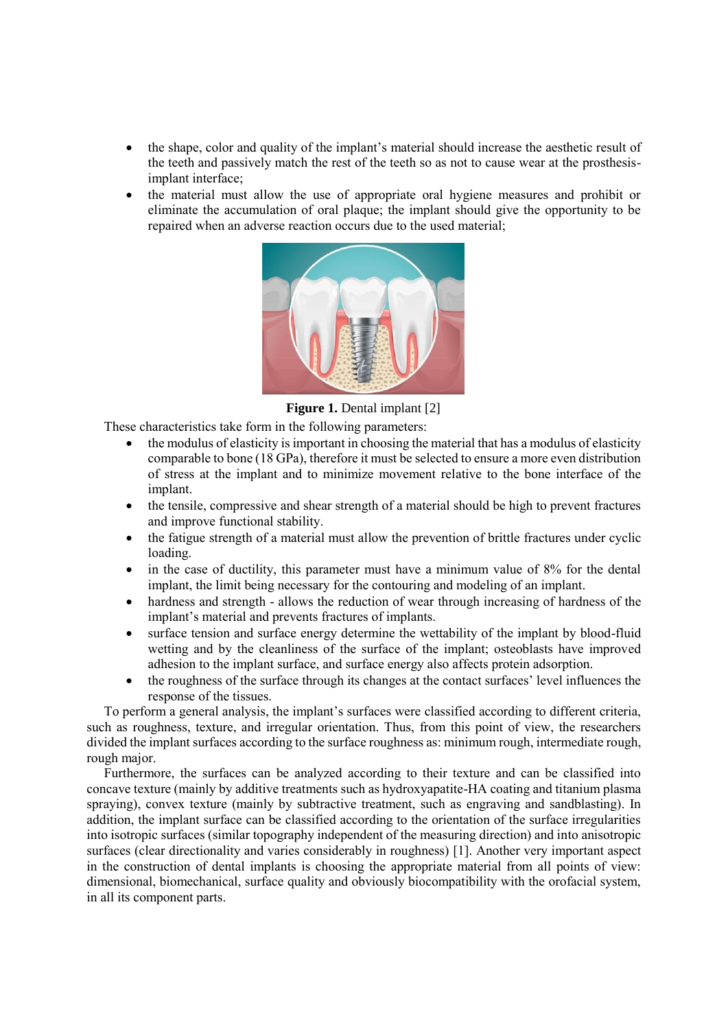- the shape, color and quality of the implant's material should increase the aesthetic result of the teeth and passively match the rest of the teeth so as not to cause wear at the prosthesis-implant interface;
- the material must allow the use of appropriate oral hygiene measures and prohibit or eliminate the accumulation of oral plaque; the implant should give the opportunity to be repaired when an adverse reaction occurs due to the used material;

**Figure 1.** Dental implant [2]

These characteristics take form in the following parameters:

- the modulus of elasticity is important in choosing the material that has a modulus of elasticity comparable to bone (18 GPa), therefore it must be selected to ensure a more even distribution of stress at the implant and to minimize movement relative to the bone interface of the implant.
- the tensile, compressive and shear strength of a material should be high to prevent fractures and improve functional stability.
- the fatigue strength of a material must allow the prevention of brittle fractures under cyclic loading.
- in the case of ductility, this parameter must have a minimum value of 8% for the dental implant, the limit being necessary for the contouring and modeling of an implant.
- hardness and strength - allows the reduction of wear through increasing of hardness of the implant's material and prevents fractures of implants.
- surface tension and surface energy determine the wettability of the implant by blood-fluid wetting and by the cleanliness of the surface of the implant; osteoblasts have improved adhesion to the implant surface, and surface energy also affects protein adsorption.
- the roughness of the surface through its changes at the contact surfaces' level influences the response of the tissues.

To perform a general analysis, the implant's surfaces were classified according to different criteria, such as roughness, texture, and irregular orientation. Thus, from this point of view, the researchers divided the implant surfaces according to the surface roughness as: minimum rough, intermediate rough, rough major.

Furthermore, the surfaces can be analyzed according to their texture and can be classified into concave texture (mainly by additive treatments such as hydroxyapatite-HA coating and titanium plasma spraying), convex texture (mainly by subtractive treatment, such as engraving and sandblasting). In addition, the implant surface can be classified according to the orientation of the surface irregularities into isotropic surfaces (similar topography independent of the measuring direction) and into anisotropic surfaces (clear directionality and varies considerably in roughness) [1]. Another very important aspect in the construction of dental implants is choosing the appropriate material from all points of view: dimensional, biomechanical, surface quality and obviously biocompatibility with the orofacial system, in all its component parts.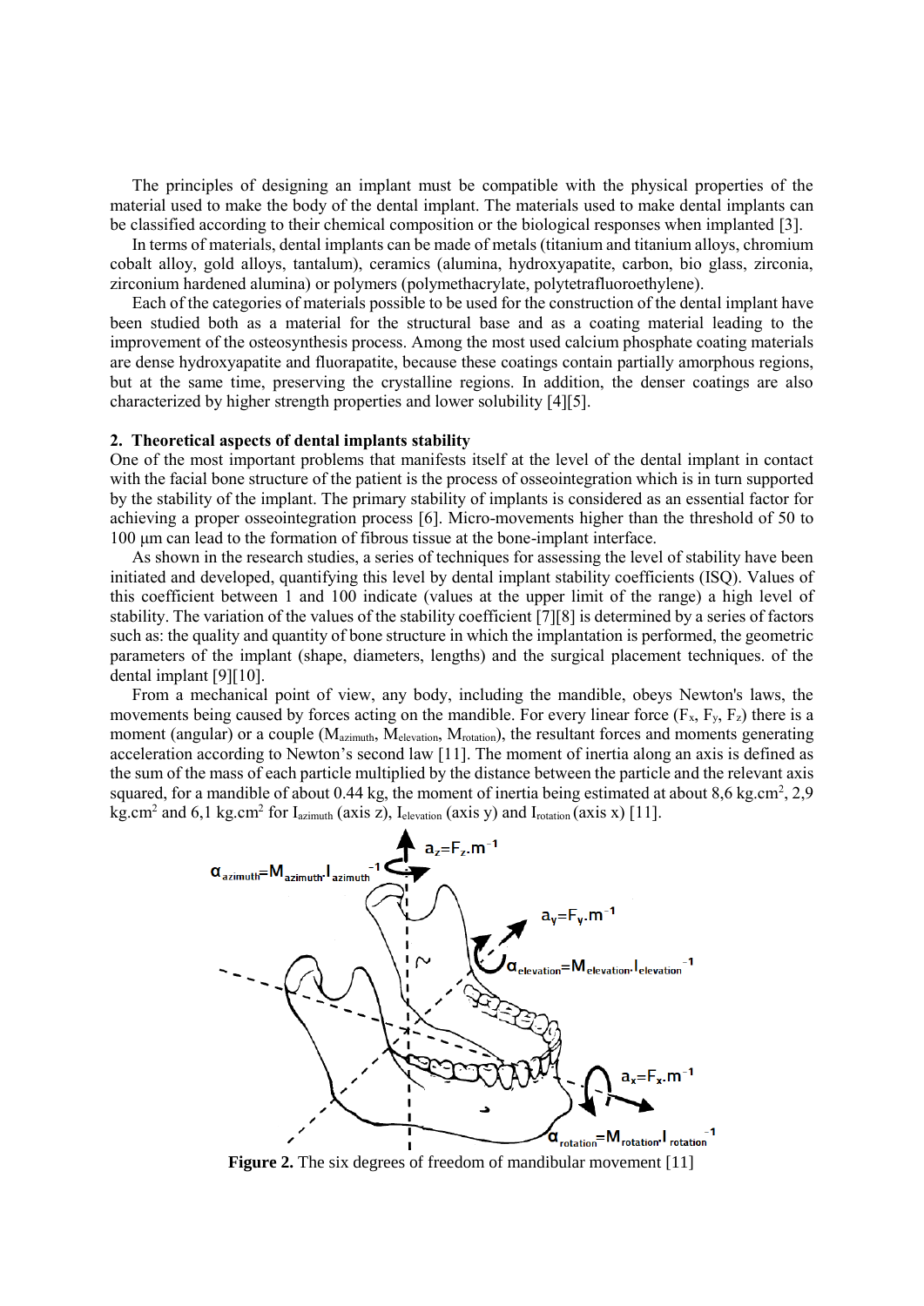The principles of designing an implant must be compatible with the physical properties of the material used to make the body of the dental implant. The materials used to make dental implants can be classified according to their chemical composition or the biological responses when implanted [3].

In terms of materials, dental implants can be made of metals (titanium and titanium alloys, chromium cobalt alloy, gold alloys, tantalum), ceramics (alumina, hydroxyapatite, carbon, bio glass, zirconia, zirconium hardened alumina) or polymers (polymethacrylate, polytetrafluoroethylene).

Each of the categories of materials possible to be used for the construction of the dental implant have been studied both as a material for the structural base and as a coating material leading to the improvement of the osteosynthesis process. Among the most used calcium phosphate coating materials are dense hydroxyapatite and fluorapatite, because these coatings contain partially amorphous regions, but at the same time, preserving the crystalline regions. In addition, the denser coatings are also characterized by higher strength properties and lower solubility [4][5].

## 2. Theoretical aspects of dental implants stability

One of the most important problems that manifests itself at the level of the dental implant in contact with the facial bone structure of the patient is the process of osseointegration which is in turn supported by the stability of the implant. The primary stability of implants is considered as an essential factor for achieving a proper osseointegration process [6]. Micro-movements higher than the threshold of 50 to 100 μm can lead to the formation of fibrous tissue at the bone-implant interface.

As shown in the research studies, a series of techniques for assessing the level of stability have been initiated and developed, quantifying this level by dental implant stability coefficients (ISQ). Values of this coefficient between 1 and 100 indicate (values at the upper limit of the range) a high level of stability. The variation of the values of the stability coefficient [7][8] is determined by a series of factors such as: the quality and quantity of bone structure in which the implantation is performed, the geometric parameters of the implant (shape, diameters, lengths) and the surgical placement techniques. of the dental implant [9][10].

From a mechanical point of view, any body, including the mandible, obeys Newton's laws, the movements being caused by forces acting on the mandible. For every linear force ($F_x$, $F_y$, $F_z$) there is a moment (angular) or a couple ($M_{azimuth}$, $M_{elevation}$, $M_{rotation}$), the resultant forces and moments generating acceleration according to Newton's second law [11]. The moment of inertia along an axis is defined as the sum of the mass of each particle multiplied by the distance between the particle and the relevant axis squared, for a mandible of about 0.44 kg, the moment of inertia being estimated at about 8,6 kg.cm$^2$, 2,9 kg.cm$^2$ and 6,1 kg.cm$^2$ for $I_{azimuth}$ (axis z), $I_{elevation}$ (axis y) and $I_{rotation}$ (axis x) [11].

**Figure 2.** The six degrees of freedom of mandibular movement [11]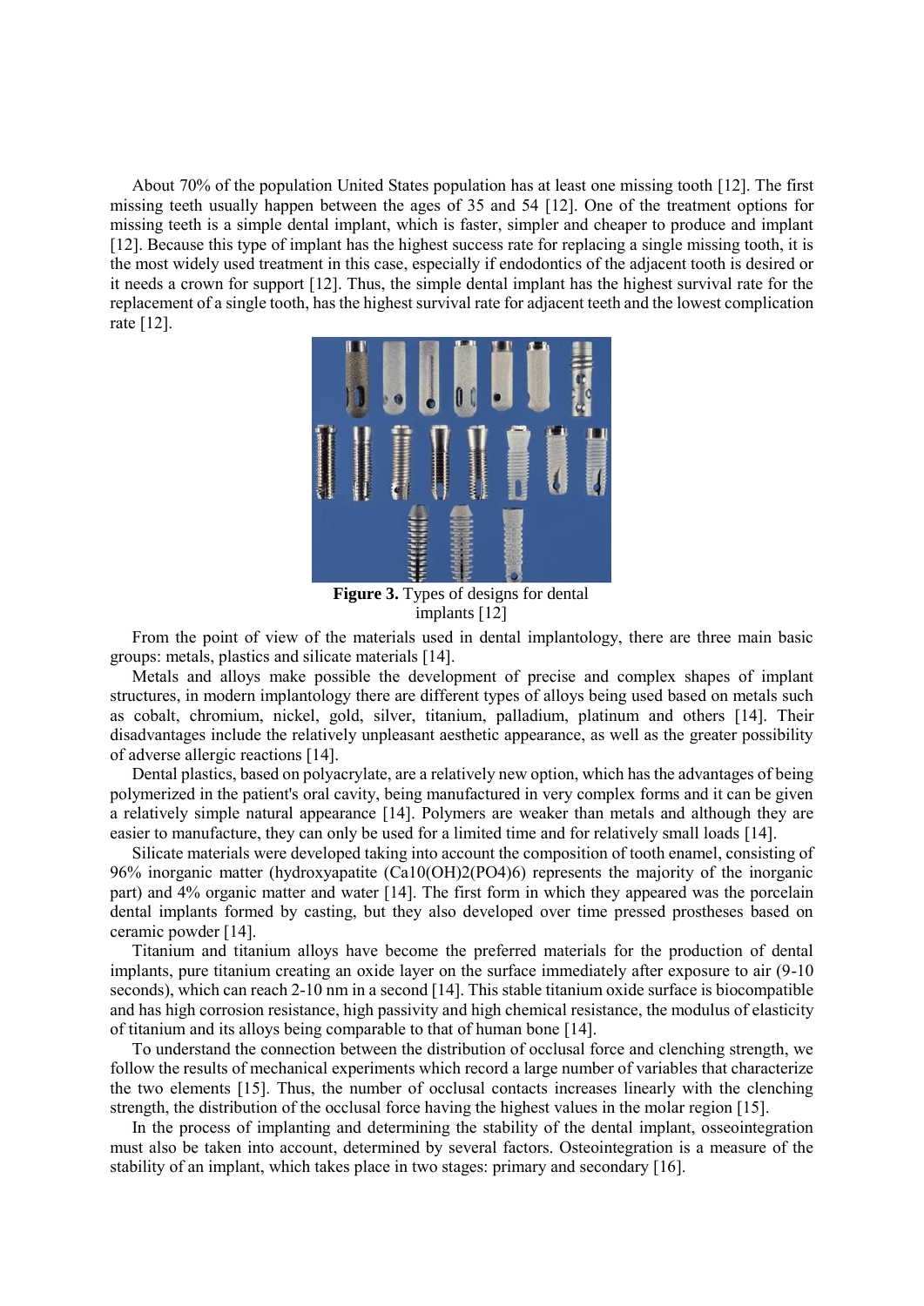About 70% of the population United States population has at least one missing tooth [12]. The first missing teeth usually happen between the ages of 35 and 54 [12]. One of the treatment options for missing teeth is a simple dental implant, which is faster, simpler and cheaper to produce and implant [12]. Because this type of implant has the highest success rate for replacing a single missing tooth, it is the most widely used treatment in this case, especially if endodontics of the adjacent tooth is desired or it needs a crown for support [12]. Thus, the simple dental implant has the highest survival rate for the replacement of a single tooth, has the highest survival rate for adjacent teeth and the lowest complication rate [12].

**Figure 3.** Types of designs for dental implants [12]

From the point of view of the materials used in dental implantology, there are three main basic groups: metals, plastics and silicate materials [14].

Metals and alloys make possible the development of precise and complex shapes of implant structures, in modern implantology there are different types of alloys being used based on metals such as cobalt, chromium, nickel, gold, silver, titanium, palladium, platinum and others [14]. Their disadvantages include the relatively unpleasant aesthetic appearance, as well as the greater possibility of adverse allergic reactions [14].

Dental plastics, based on polyacrylate, are a relatively new option, which has the advantages of being polymerized in the patient's oral cavity, being manufactured in very complex forms and it can be given a relatively simple natural appearance [14]. Polymers are weaker than metals and although they are easier to manufacture, they can only be used for a limited time and for relatively small loads [14].

Silicate materials were developed taking into account the composition of tooth enamel, consisting of 96% inorganic matter (hydroxyapatite ($Ca_{10}(OH)_2(PO_4)_6$) represents the majority of the inorganic part) and 4% organic matter and water [14]. The first form in which they appeared was the porcelain dental implants formed by casting, but they also developed over time pressed prostheses based on ceramic powder [14].

Titanium and titanium alloys have become the preferred materials for the production of dental implants, pure titanium creating an oxide layer on the surface immediately after exposure to air (9-10 seconds), which can reach 2-10 nm in a second [14]. This stable titanium oxide surface is biocompatible and has high corrosion resistance, high passivity and high chemical resistance, the modulus of elasticity of titanium and its alloys being comparable to that of human bone [14].

To understand the connection between the distribution of occlusal force and clenching strength, we follow the results of mechanical experiments which record a large number of variables that characterize the two elements [15]. Thus, the number of occlusal contacts increases linearly with the clenching strength, the distribution of the occlusal force having the highest values in the molar region [15].

In the process of implanting and determining the stability of the dental implant, osseointegration must also be taken into account, determined by several factors. Osteointegration is a measure of the stability of an implant, which takes place in two stages: primary and secondary [16].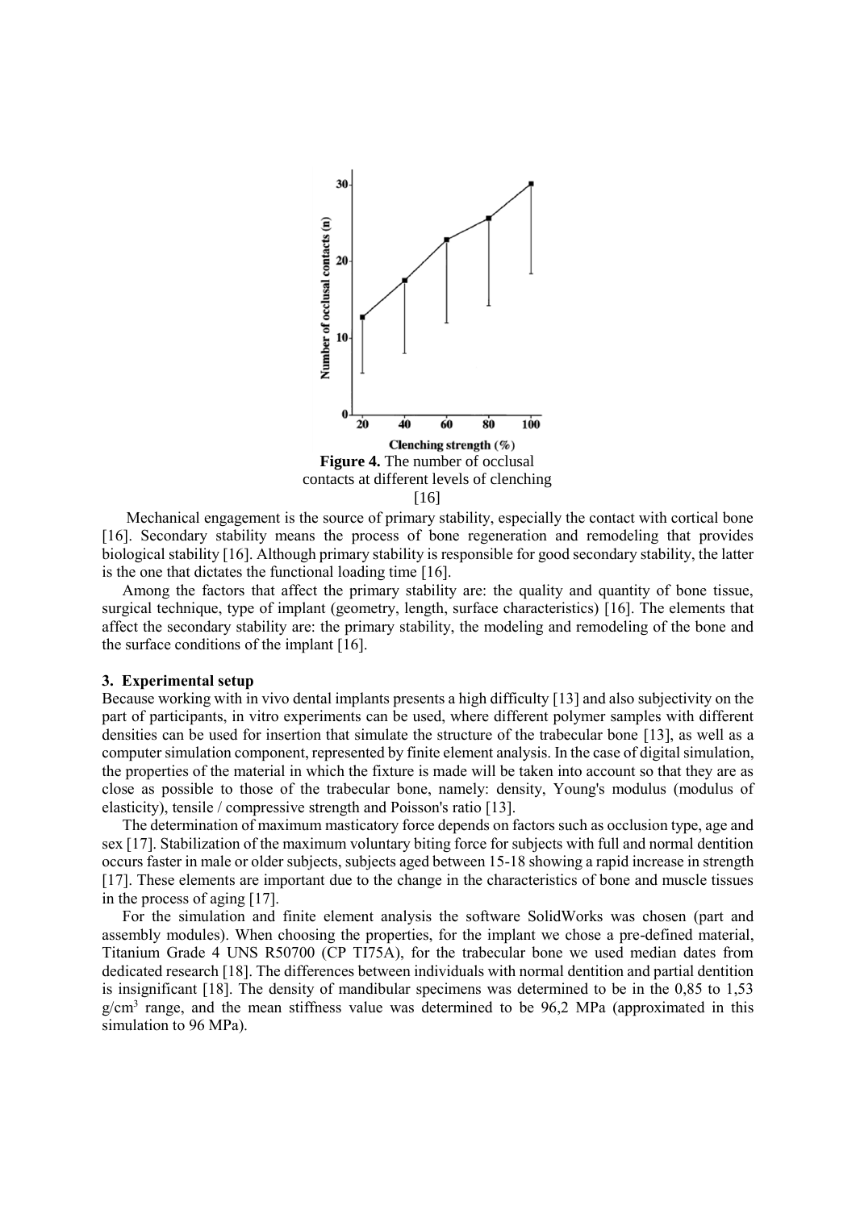**Figure 4.** The number of occlusal contacts at different levels of clenching [16]

Mechanical engagement is the source of primary stability, especially the contact with cortical bone [16]. Secondary stability means the process of bone regeneration and remodeling that provides biological stability [16]. Although primary stability is responsible for good secondary stability, the latter is the one that dictates the functional loading time [16].

Among the factors that affect the primary stability are: the quality and quantity of bone tissue, surgical technique, type of implant (geometry, length, surface characteristics) [16]. The elements that affect the secondary stability are: the primary stability, the modeling and remodeling of the bone and the surface conditions of the implant [16].

## 3. Experimental setup

Because working with in vivo dental implants presents a high difficulty [13] and also subjectivity on the part of participants, in vitro experiments can be used, where different polymer samples with different densities can be used for insertion that simulate the structure of the trabecular bone [13], as well as a computer simulation component, represented by finite element analysis. In the case of digital simulation, the properties of the material in which the fixture is made will be taken into account so that they are as close as possible to those of the trabecular bone, namely: density, Young's modulus (modulus of elasticity), tensile / compressive strength and Poisson's ratio [13].

The determination of maximum masticatory force depends on factors such as occlusion type, age and sex [17]. Stabilization of the maximum voluntary biting force for subjects with full and normal dentition occurs faster in male or older subjects, subjects aged between 15-18 showing a rapid increase in strength [17]. These elements are important due to the change in the characteristics of bone and muscle tissues in the process of aging [17].

For the simulation and finite element analysis the software SolidWorks was chosen (part and assembly modules). When choosing the properties, for the implant we chose a pre-defined material, Titanium Grade 4 UNS R50700 (CP TI75A), for the trabecular bone we used median dates from dedicated research [18]. The differences between individuals with normal dentition and partial dentition is insignificant [18]. The density of mandibular specimens was determined to be in the 0,85 to 1,53 $g/cm^3$ range, and the mean stiffness value was determined to be 96,2 MPa (approximated in this simulation to 96 MPa).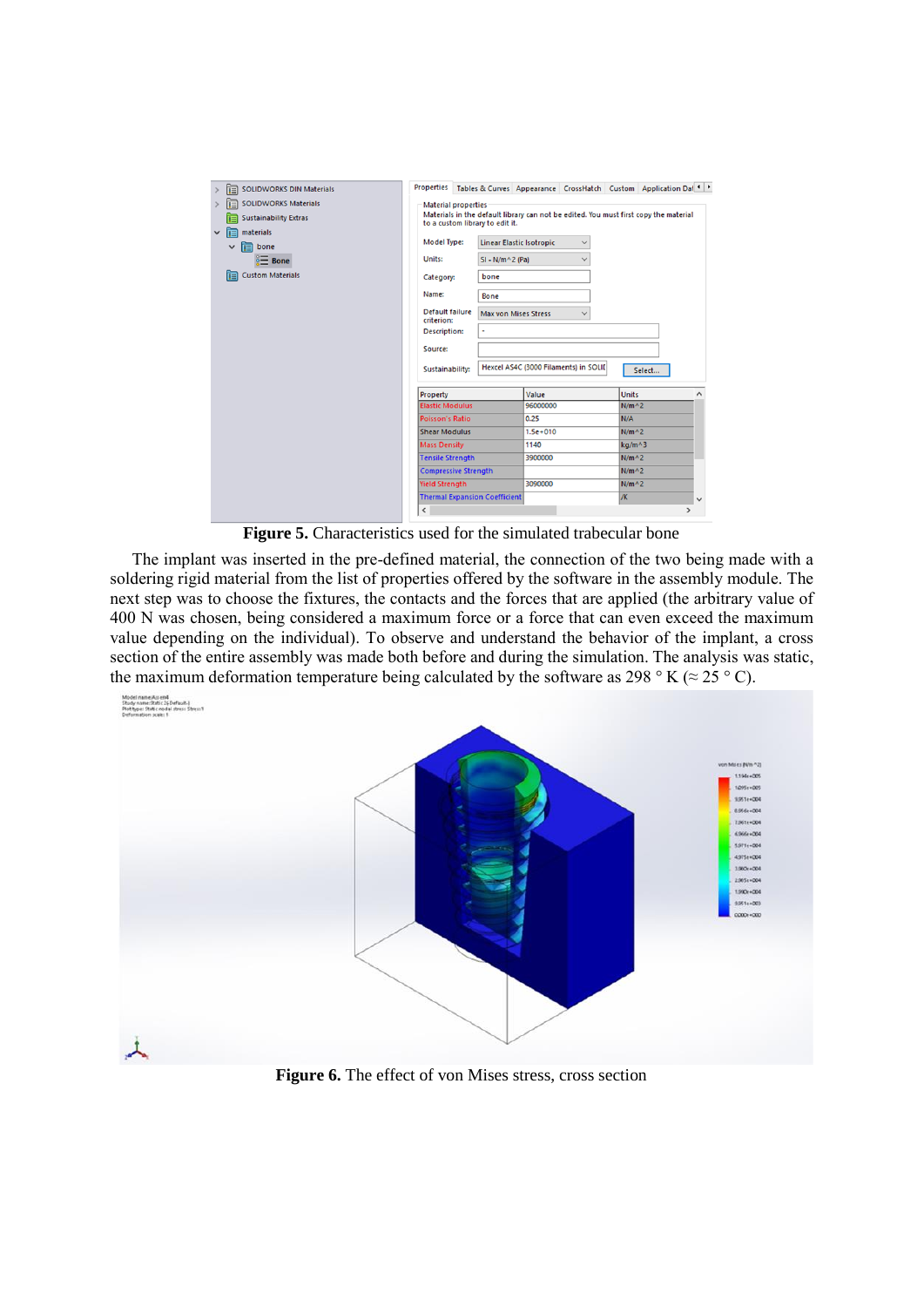**Figure 5.** Characteristics used for the simulated trabecular bone

The implant was inserted in the pre-defined material, the connection of the two being made with a soldering rigid material from the list of properties offered by the software in the assembly module. The next step was to choose the fixtures, the contacts and the forces that are applied (the arbitrary value of 400 N was chosen, being considered a maximum force or a force that can even exceed the maximum value depending on the individual). To observe and understand the behavior of the implant, a cross section of the entire assembly was made both before and during the simulation. The analysis was static, the maximum deformation temperature being calculated by the software as 298 ° K (≈ 25 ° C).

**Figure 6.** The effect of von Mises stress, cross section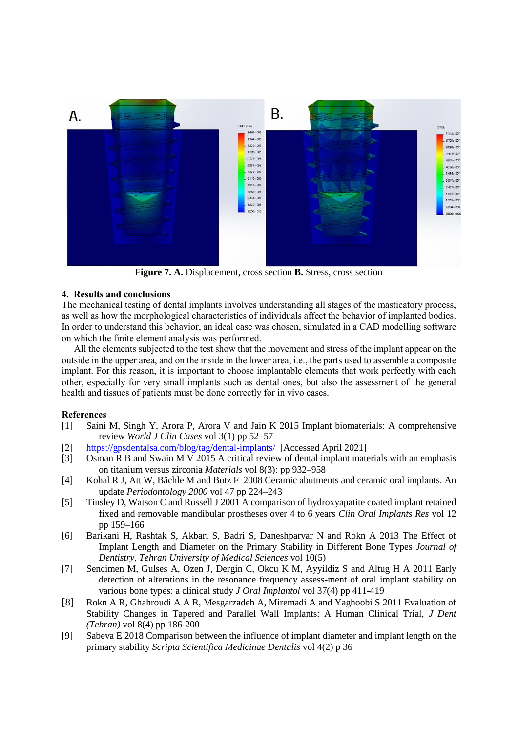Figure 7. **A.** Displacement, cross section **B.** Stress, cross section

## 4. Results and conclusions

The mechanical testing of dental implants involves understanding all stages of the masticatory process, as well as how the morphological characteristics of individuals affect the behavior of implanted bodies. In order to understand this behavior, an ideal case was chosen, simulated in a CAD modelling software on which the finite element analysis was performed.

All the elements subjected to the test show that the movement and stress of the implant appear on the outside in the upper area, and on the inside in the lower area, i.e., the parts used to assemble a composite implant. For this reason, it is important to choose implantable elements that work perfectly with each other, especially for very small implants such as dental ones, but also the assessment of the general health and tissues of patients must be done correctly for in vivo cases.

## References

[1] Saini M, Singh Y, Arora P, Arora V and Jain K 2015 Implant biomaterials: A comprehensive review *World J Clin Cases* vol 3(1) pp 52–57

[2] https://gpsdentalsa.com/blog/tag/dental-implants/ [Accessed April 2021]

[3] Osman R B and Swain M V 2015 A critical review of dental implant materials with an emphasis on titanium versus zirconia *Materials* vol 8(3): pp 932–958

[4] Kohal R J, Att W, Bächle M and Butz F 2008 Ceramic abutments and ceramic oral implants. An update *Periodontology 2000* vol 47 pp 224–243

[5] Tinsley D, Watson C and Russell J 2001 A comparison of hydroxyapatite coated implant retained fixed and removable mandibular prostheses over 4 to 6 years *Clin Oral Implants Res* vol 12 pp 159–166

[6] Barikani H, Rashtak S, Akbari S, Badri S, Daneshparvar N and Rokn A 2013 The Effect of Implant Length and Diameter on the Primary Stability in Different Bone Types *Journal of Dentistry, Tehran University of Medical Sciences* vol 10(5)

[7] Sencimen M, Gulses A, Ozen J, Dergin C, Okcu K M, Ayyildiz S and Altug H A 2011 Early detection of alterations in the resonance frequency assess-ment of oral implant stability on various bone types: a clinical study *J Oral Implantol* vol 37(4) pp 411-419

[8] Rokn A R, Ghahroudi A A R, Mesgarzadeh A, Miremadi A and Yaghoobi S 2011 Evaluation of Stability Changes in Tapered and Parallel Wall Implants: A Human Clinical Trial, *J Dent (Tehran)* vol 8(4) pp 186-200

[9] Sabeva E 2018 Comparison between the influence of implant diameter and implant length on the primary stability *Scripta Scientifica Medicinae Dentalis* vol 4(2) p 36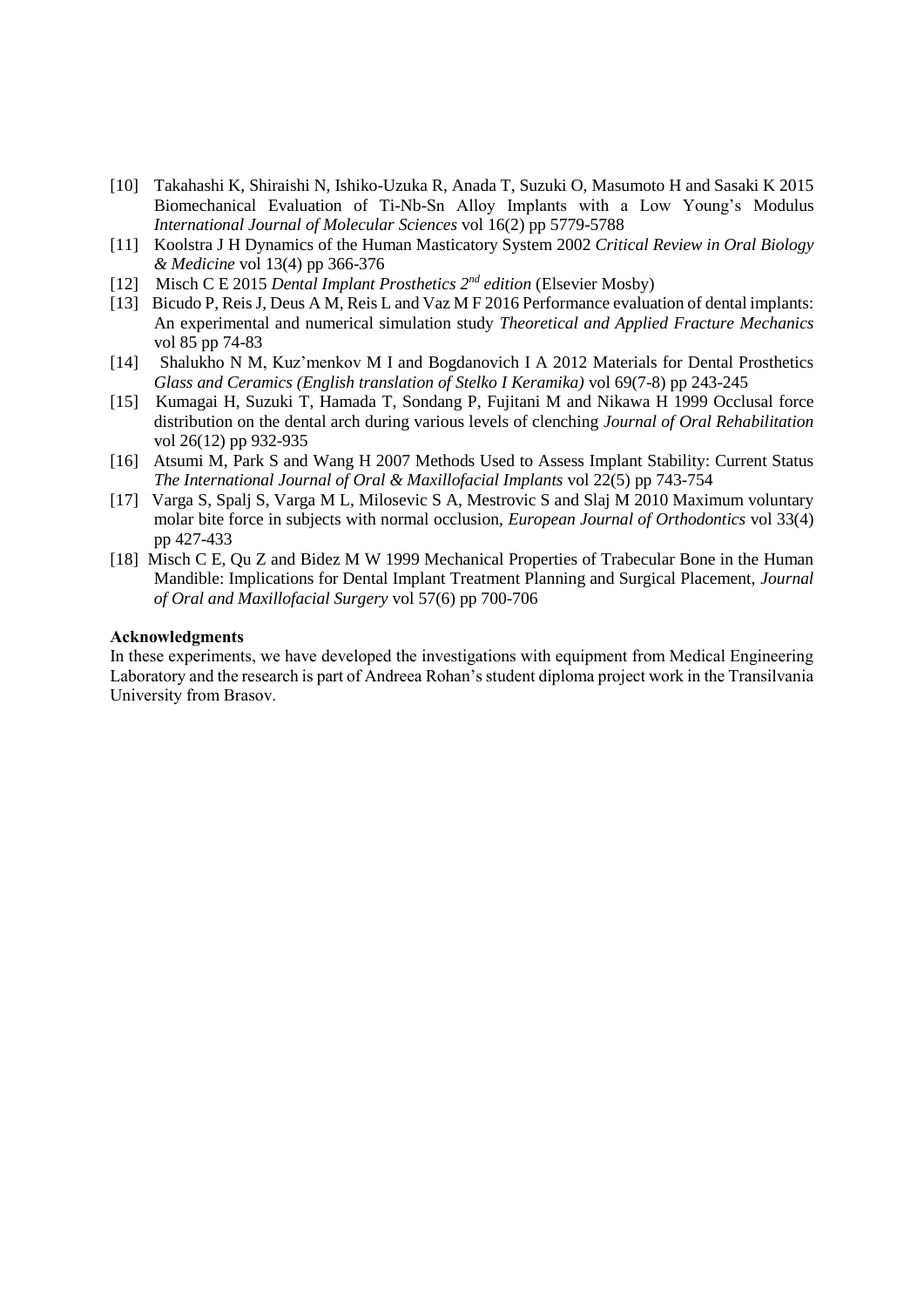[10] Takahashi K, Shiraishi N, Ishiko-Uzuka R, Anada T, Suzuki O, Masumoto H and Sasaki K 2015 Biomechanical Evaluation of Ti-Nb-Sn Alloy Implants with a Low Young's Modulus *International Journal of Molecular Sciences* vol 16(2) pp 5779-5788

[11] Koolstra J H Dynamics of the Human Masticatory System 2002 *Critical Review in Oral Biology & Medicine* vol 13(4) pp 366-376

[12] Misch C E 2015 *Dental Implant Prosthetics 2nd edition* (Elsevier Mosby)

[13] Bicudo P, Reis J, Deus A M, Reis L and Vaz M F 2016 Performance evaluation of dental implants: An experimental and numerical simulation study *Theoretical and Applied Fracture Mechanics* vol 85 pp 74-83

[14] Shalukho N M, Kuz'menkov M I and Bogdanovich I A 2012 Materials for Dental Prosthetics *Glass and Ceramics (English translation of Stelko I Keramika)* vol 69(7-8) pp 243-245

[15] Kumagai H, Suzuki T, Hamada T, Sondang P, Fujitani M and Nikawa H 1999 Occlusal force distribution on the dental arch during various levels of clenching *Journal of Oral Rehabilitation* vol 26(12) pp 932-935

[16] Atsumi M, Park S and Wang H 2007 Methods Used to Assess Implant Stability: Current Status *The International Journal of Oral & Maxillofacial Implants* vol 22(5) pp 743-754

[17] Varga S, Spalj S, Varga M L, Milosevic S A, Mestrovic S and Slaj M 2010 Maximum voluntary molar bite force in subjects with normal occlusion, *European Journal of Orthodontics* vol 33(4) pp 427-433

[18] Misch C E, Qu Z and Bidez M W 1999 Mechanical Properties of Trabecular Bone in the Human Mandible: Implications for Dental Implant Treatment Planning and Surgical Placement, *Journal of Oral and Maxillofacial Surgery* vol 57(6) pp 700-706

**Acknowledgments**

In these experiments, we have developed the investigations with equipment from Medical Engineering Laboratory and the research is part of Andreea Rohan's student diploma project work in the Transilvania University from Brasov.